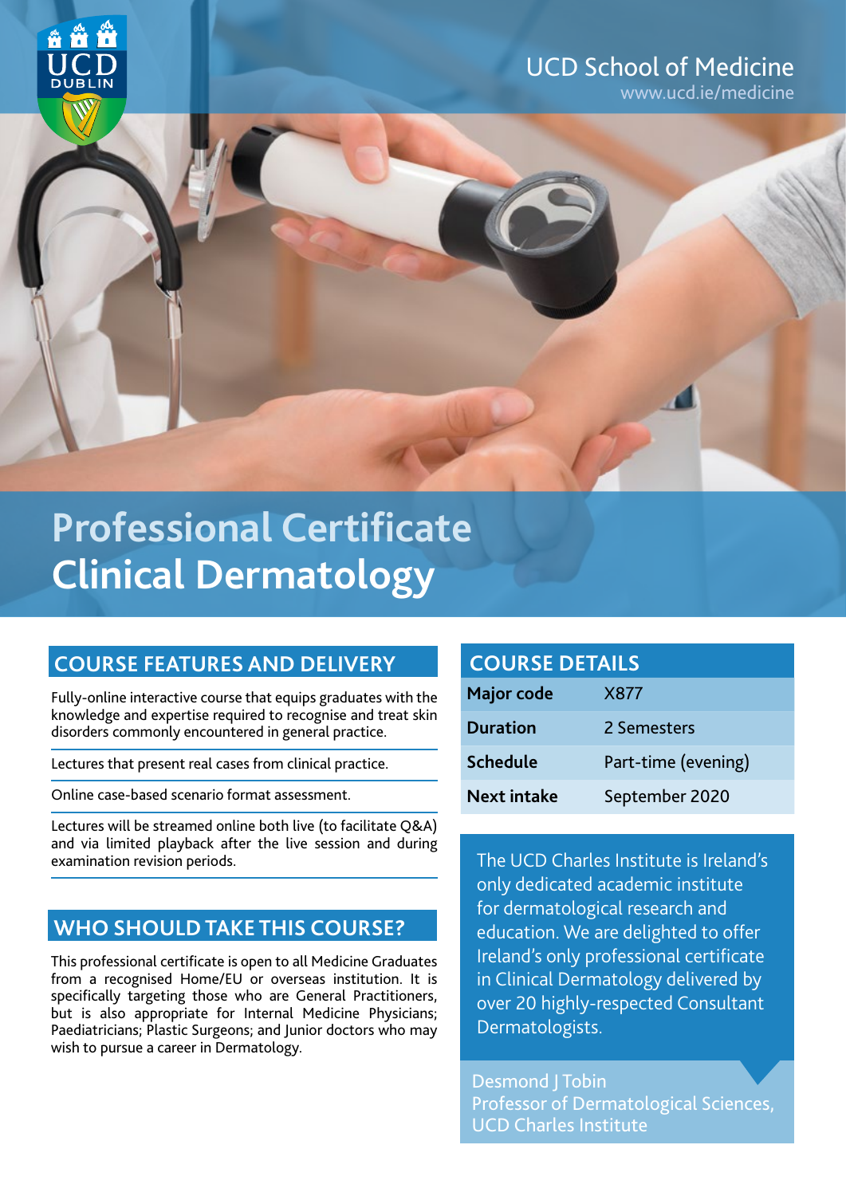UCD School of Medicine
www.ucd.ie/medicine

# Professional Certificate Clinical Dermatology

## COURSE FEATURES AND DELIVERY

Fully-online interactive course that equips graduates with the knowledge and expertise required to recognise and treat skin disorders commonly encountered in general practice.

Lectures that present real cases from clinical practice.

Online case-based scenario format assessment.

Lectures will be streamed online both live (to facilitate Q&A) and via limited playback after the live session and during examination revision periods.

## WHO SHOULD TAKE THIS COURSE?

This professional certificate is open to all Medicine Graduates from a recognised Home/EU or overseas institution. It is specifically targeting those who are General Practitioners, but is also appropriate for Internal Medicine Physicians; Paediatricians; Plastic Surgeons; and Junior doctors who may wish to pursue a career in Dermatology.

## COURSE DETAILS

| | |
|---|---|
| **Major code** | X877 |
| **Duration** | 2 Semesters |
| **Schedule** | Part-time (evening) |
| **Next intake** | September 2020 |

The UCD Charles Institute is Ireland's only dedicated academic institute for dermatological research and education. We are delighted to offer Ireland's only professional certificate in Clinical Dermatology delivered by over 20 highly-respected Consultant Dermatologists.

Desmond J Tobin
Professor of Dermatological Sciences, UCD Charles Institute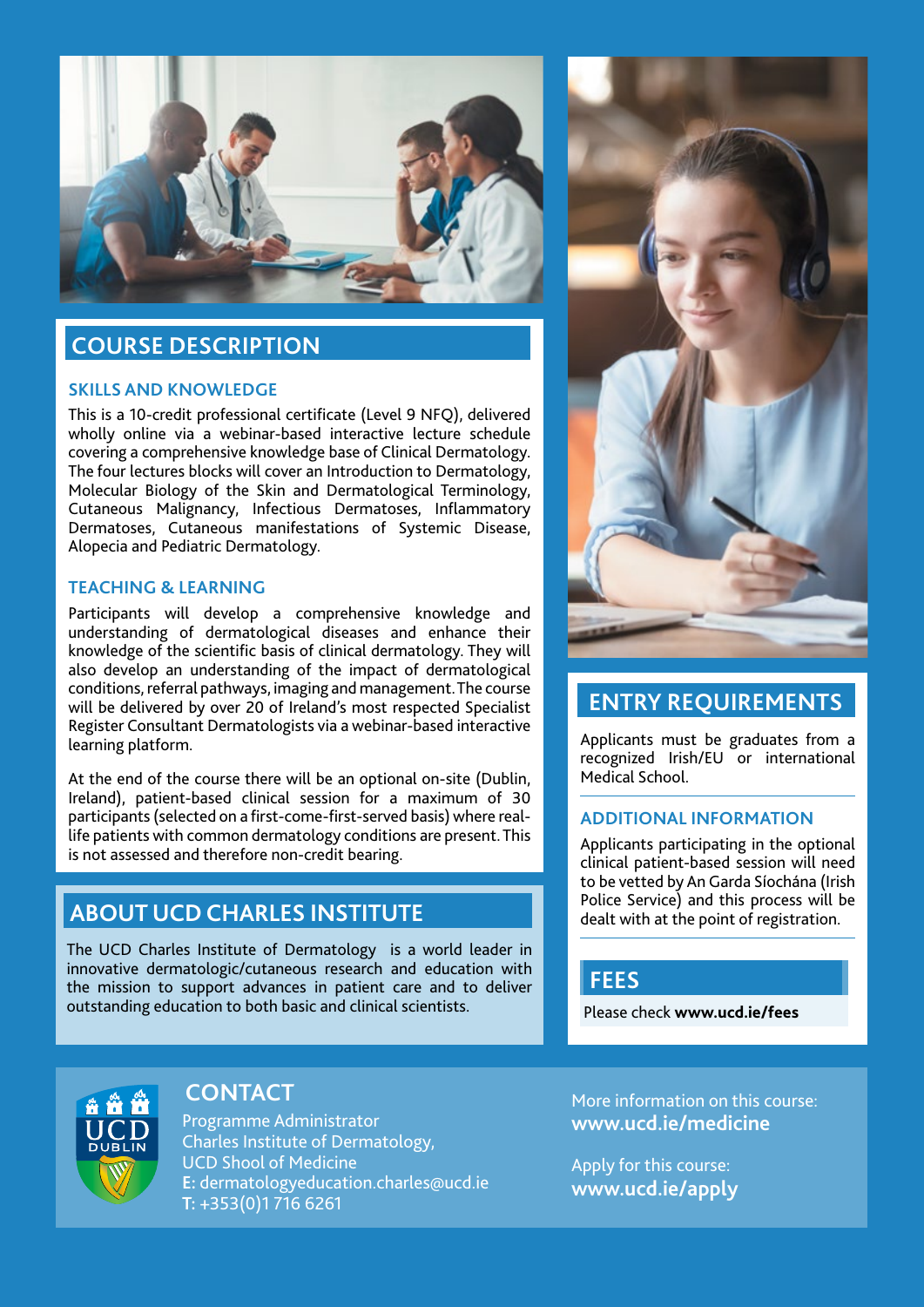## COURSE DESCRIPTION

### SKILLS AND KNOWLEDGE

This is a 10-credit professional certificate (Level 9 NFQ), delivered wholly online via a webinar-based interactive lecture schedule covering a comprehensive knowledge base of Clinical Dermatology. The four lectures blocks will cover an Introduction to Dermatology, Molecular Biology of the Skin and Dermatological Terminology, Cutaneous Malignancy, Infectious Dermatoses, Inflammatory Dermatoses, Cutaneous manifestations of Systemic Disease, Alopecia and Pediatric Dermatology.

### TEACHING & LEARNING

Participants will develop a comprehensive knowledge and understanding of dermatological diseases and enhance their knowledge of the scientific basis of clinical dermatology. They will also develop an understanding of the impact of dermatological conditions, referral pathways, imaging and management. The course will be delivered by over 20 of Ireland's most respected Specialist Register Consultant Dermatologists via a webinar-based interactive learning platform.

At the end of the course there will be an optional on-site (Dublin, Ireland), patient-based clinical session for a maximum of 30 participants (selected on a first-come-first-served basis) where real-life patients with common dermatology conditions are present. This is not assessed and therefore non-credit bearing.

## ABOUT UCD CHARLES INSTITUTE

The UCD Charles Institute of Dermatology is a world leader in innovative dermatologic/cutaneous research and education with the mission to support advances in patient care and to deliver outstanding education to both basic and clinical scientists.

## ENTRY REQUIREMENTS

Applicants must be graduates from a recognized Irish/EU or international Medical School.

### ADDITIONAL INFORMATION

Applicants participating in the optional clinical patient-based session will need to be vetted by An Garda Síochána (Irish Police Service) and this process will be dealt with at the point of registration.

## FEES

Please check **www.ucd.ie/fees**

## CONTACT

Programme Administrator
Charles Institute of Dermatology,
UCD Shool of Medicine
**E:** dermatologyeducation.charles@ucd.ie
**T:** +353(0)1 716 6261

More information on this course:
**www.ucd.ie/medicine**

Apply for this course:
**www.ucd.ie/apply**